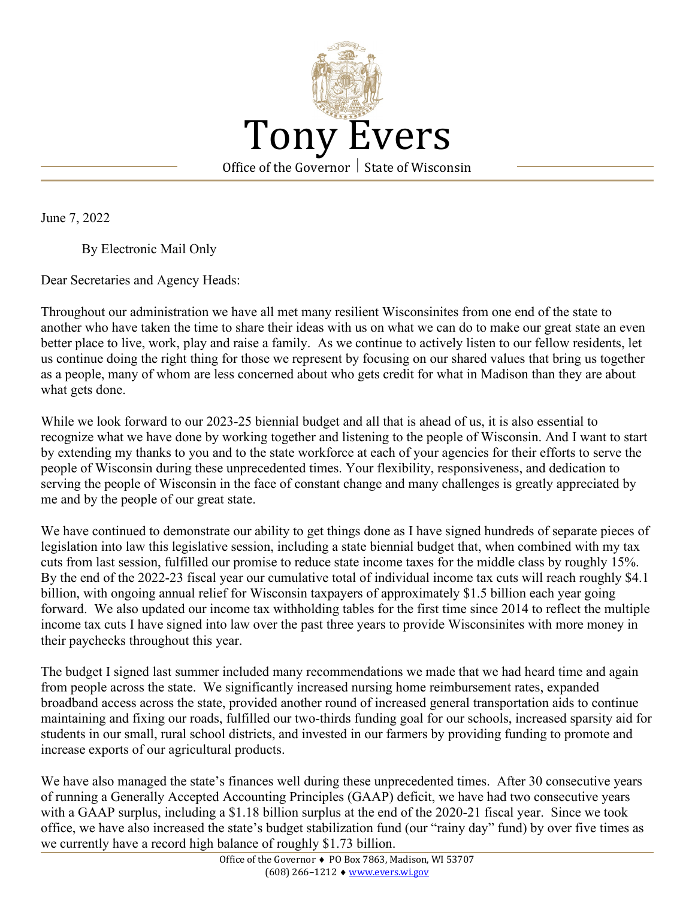# Tony Evers

Office of the Governor | State of Wisconsin

June 7, 2022

By Electronic Mail Only

Dear Secretaries and Agency Heads:

Throughout our administration we have all met many resilient Wisconsinites from one end of the state to another who have taken the time to share their ideas with us on what we can do to make our great state an even better place to live, work, play and raise a family. As we continue to actively listen to our fellow residents, let us continue doing the right thing for those we represent by focusing on our shared values that bring us together as a people, many of whom are less concerned about who gets credit for what in Madison than they are about what gets done.

While we look forward to our 2023-25 biennial budget and all that is ahead of us, it is also essential to recognize what we have done by working together and listening to the people of Wisconsin. And I want to start by extending my thanks to you and to the state workforce at each of your agencies for their efforts to serve the people of Wisconsin during these unprecedented times. Your flexibility, responsiveness, and dedication to serving the people of Wisconsin in the face of constant change and many challenges is greatly appreciated by me and by the people of our great state.

We have continued to demonstrate our ability to get things done as I have signed hundreds of separate pieces of legislation into law this legislative session, including a state biennial budget that, when combined with my tax cuts from last session, fulfilled our promise to reduce state income taxes for the middle class by roughly 15%. By the end of the 2022-23 fiscal year our cumulative total of individual income tax cuts will reach roughly $4.1 billion, with ongoing annual relief for Wisconsin taxpayers of approximately $1.5 billion each year going forward. We also updated our income tax withholding tables for the first time since 2014 to reflect the multiple income tax cuts I have signed into law over the past three years to provide Wisconsinites with more money in their paychecks throughout this year.

The budget I signed last summer included many recommendations we made that we had heard time and again from people across the state. We significantly increased nursing home reimbursement rates, expanded broadband access across the state, provided another round of increased general transportation aids to continue maintaining and fixing our roads, fulfilled our two-thirds funding goal for our schools, increased sparsity aid for students in our small, rural school districts, and invested in our farmers by providing funding to promote and increase exports of our agricultural products.

We have also managed the state's finances well during these unprecedented times. After 30 consecutive years of running a Generally Accepted Accounting Principles (GAAP) deficit, we have had two consecutive years with a GAAP surplus, including a $1.18 billion surplus at the end of the 2020-21 fiscal year. Since we took office, we have also increased the state's budget stabilization fund (our "rainy day" fund) by over five times as we currently have a record high balance of roughly $1.73 billion.

Office of the Governor ♦ PO Box 7863, Madison, WI 53707
(608) 266–1212 ♦ www.evers.wi.gov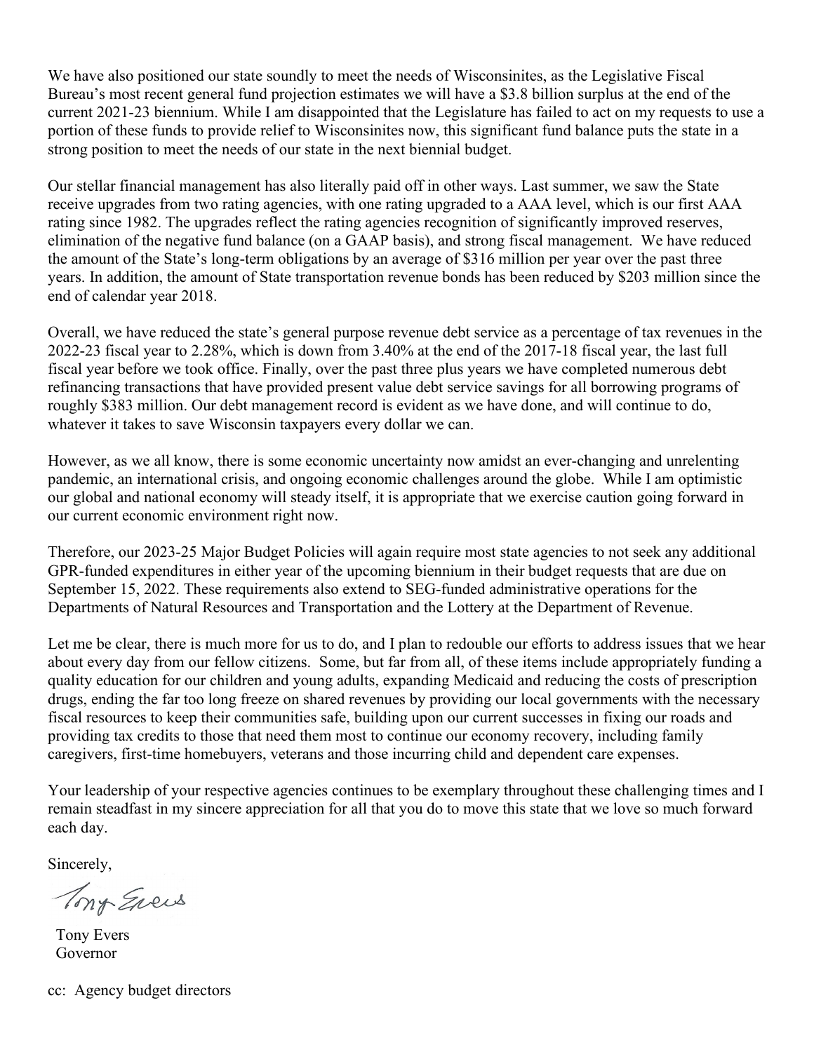We have also positioned our state soundly to meet the needs of Wisconsinites, as the Legislative Fiscal Bureau's most recent general fund projection estimates we will have a $3.8 billion surplus at the end of the current 2021-23 biennium. While I am disappointed that the Legislature has failed to act on my requests to use a portion of these funds to provide relief to Wisconsinites now, this significant fund balance puts the state in a strong position to meet the needs of our state in the next biennial budget.

Our stellar financial management has also literally paid off in other ways. Last summer, we saw the State receive upgrades from two rating agencies, with one rating upgraded to a AAA level, which is our first AAA rating since 1982. The upgrades reflect the rating agencies recognition of significantly improved reserves, elimination of the negative fund balance (on a GAAP basis), and strong fiscal management. We have reduced the amount of the State's long-term obligations by an average of $316 million per year over the past three years. In addition, the amount of State transportation revenue bonds has been reduced by $203 million since the end of calendar year 2018.

Overall, we have reduced the state's general purpose revenue debt service as a percentage of tax revenues in the 2022-23 fiscal year to 2.28%, which is down from 3.40% at the end of the 2017-18 fiscal year, the last full fiscal year before we took office. Finally, over the past three plus years we have completed numerous debt refinancing transactions that have provided present value debt service savings for all borrowing programs of roughly $383 million. Our debt management record is evident as we have done, and will continue to do, whatever it takes to save Wisconsin taxpayers every dollar we can.

However, as we all know, there is some economic uncertainty now amidst an ever-changing and unrelenting pandemic, an international crisis, and ongoing economic challenges around the globe. While I am optimistic our global and national economy will steady itself, it is appropriate that we exercise caution going forward in our current economic environment right now.

Therefore, our 2023-25 Major Budget Policies will again require most state agencies to not seek any additional GPR-funded expenditures in either year of the upcoming biennium in their budget requests that are due on September 15, 2022. These requirements also extend to SEG-funded administrative operations for the Departments of Natural Resources and Transportation and the Lottery at the Department of Revenue.

Let me be clear, there is much more for us to do, and I plan to redouble our efforts to address issues that we hear about every day from our fellow citizens. Some, but far from all, of these items include appropriately funding a quality education for our children and young adults, expanding Medicaid and reducing the costs of prescription drugs, ending the far too long freeze on shared revenues by providing our local governments with the necessary fiscal resources to keep their communities safe, building upon our current successes in fixing our roads and providing tax credits to those that need them most to continue our economy recovery, including family caregivers, first-time homebuyers, veterans and those incurring child and dependent care expenses.

Your leadership of your respective agencies continues to be exemplary throughout these challenging times and I remain steadfast in my sincere appreciation for all that you do to move this state that we love so much forward each day.

Sincerely,

Tony Evers

Tony Evers
Governor

cc: Agency budget directors